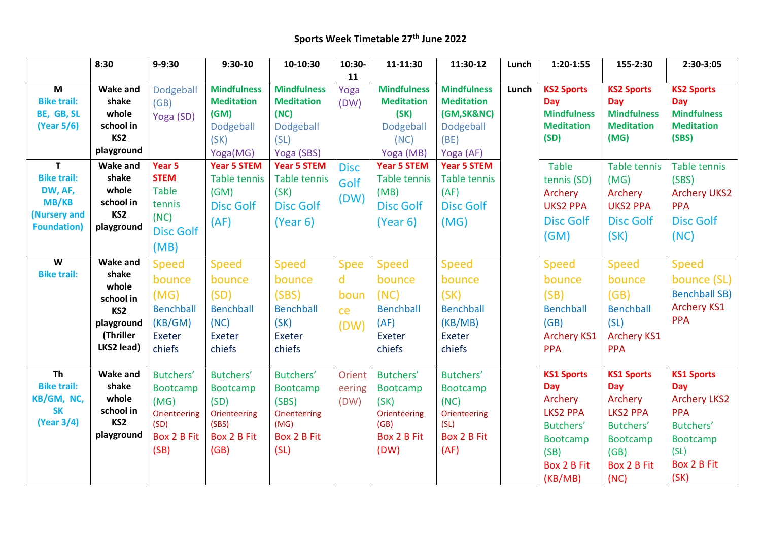# Sports Week Timetable 27th June 2022

| | 8:30 | 9-9:30 | 9:30-10 | 10-10:30 | 10:30-11 | 11-11:30 | 11:30-12 | Lunch | 1:20-1:55 | 155-2:30 | 2:30-3:05 |
|---|---|---|---|---|---|---|---|---|---|---|---|
| **M**<br>**Bike trail: BE, GB, SL (Year 5/6)** | **Wake and shake whole school in KS2 playground** | Dodgeball (GB)<br>Yoga (SD) | **Mindfulness Meditation (GM)**<br>Dodgeball (SK)<br>Yoga(MG) | **Mindfulness Meditation (NC)**<br>Dodgeball (SL)<br>Yoga (SBS) | Yoga (DW) | **Mindfulness Meditation (SK)**<br>Dodgeball (NC)<br>Yoga (MB) | **Mindfulness Meditation (GM,SK&NC)**<br>Dodgeball (BE)<br>Yoga (AF) | **Lunch** | **KS2 Sports Day**<br>**Mindfulness Meditation (SD)** | **KS2 Sports Day**<br>**Mindfulness Meditation (MG)** | **KS2 Sports Day**<br>**Mindfulness Meditation (SBS)** |
| **T**<br>**Bike trail: DW, AF, MB/KB (Nursery and Foundation)** | **Wake and shake whole school in KS2 playground** | **Year 5 STEM**<br>Table tennis (NC)<br>Disc Golf (MB) | **Year 5 STEM**<br>Table tennis (GM)<br>Disc Golf (AF) | **Year 5 STEM**<br>Table tennis (SK)<br>Disc Golf (Year 6) | Disc Golf (DW) | **Year 5 STEM**<br>Table tennis (MB)<br>Disc Golf (Year 6) | **Year 5 STEM**<br>Table tennis (AF)<br>Disc Golf (MG) | | Table tennis (SD)<br>Archery UKS2 PPA<br>Disc Golf (GM) | Table tennis (MG)<br>Archery UKS2 PPA<br>Disc Golf (SK) | Table tennis (SBS)<br>Archery UKS2 PPA<br>Disc Golf (NC) |
| **W**<br>**Bike trail:** | **Wake and shake whole school in KS2 playground (Thriller LKS2 lead)** | Speed bounce (MG)<br>Benchball (KB/GM)<br>Exeter chiefs | Speed bounce (SD)<br>Benchball (NC)<br>Exeter chiefs | Speed bounce (SBS)<br>Benchball (SK)<br>Exeter chiefs | Speed bounce (DW) | Speed bounce (NC)<br>Benchball (AF)<br>Exeter chiefs | Speed bounce (SK)<br>Benchball (KB/MB)<br>Exeter chiefs | | Speed bounce (SB)<br>Benchball (GB)<br>Archery KS1 PPA | Speed bounce (GB)<br>Benchball (SL)<br>Archery KS1 PPA | Speed bounce (SL)<br>Benchball SB)<br>Archery KS1 PPA |
| **Th**<br>**Bike trail: KB/GM, NC, SK (Year 3/4)** | **Wake and shake whole school in KS2 playground** | Butchers' Bootcamp (MG)<br>Orienteering (SD)<br>Box 2 B Fit (SB) | Butchers' Bootcamp (SD)<br>Orienteering (SBS)<br>Box 2 B Fit (GB) | Butchers' Bootcamp (SBS)<br>Orienteering (MG)<br>Box 2 B Fit (SL) | Orienteering (DW) | Butchers' Bootcamp (SK)<br>Orienteering (GB)<br>Box 2 B Fit (DW) | Butchers' Bootcamp (NC)<br>Orienteering (SL)<br>Box 2 B Fit (AF) | | **KS1 Sports Day**<br>Archery LKS2 PPA<br>Butchers' Bootcamp (SB)<br>Box 2 B Fit (KB/MB) | **KS1 Sports Day**<br>Archery LKS2 PPA<br>Butchers' Bootcamp (GB)<br>Box 2 B Fit (NC) | **KS1 Sports Day**<br>Archery LKS2 PPA<br>Butchers' Bootcamp (SL)<br>Box 2 B Fit (SK) |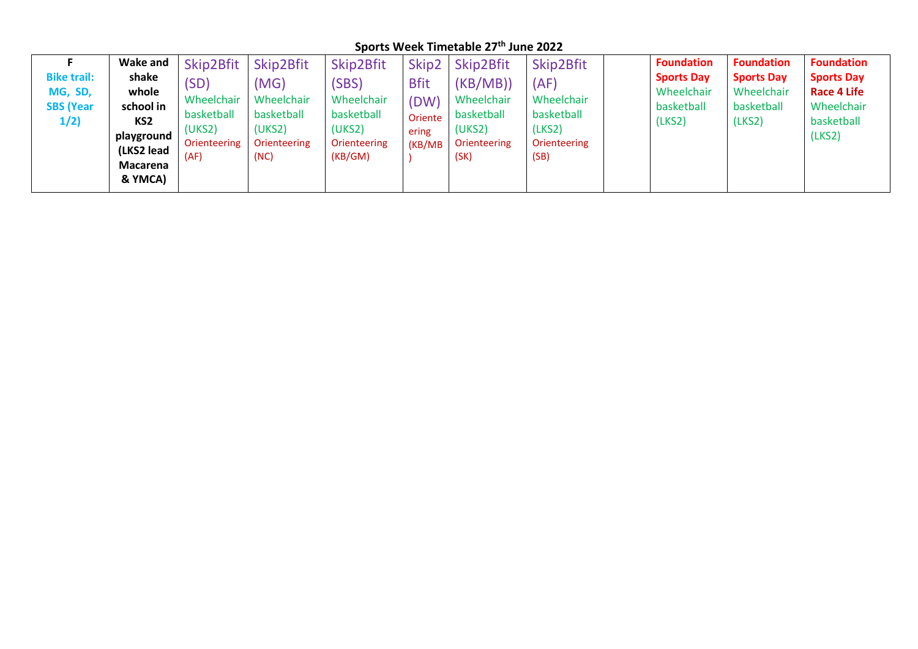**Sports Week Timetable 27th June 2022**

| | | | | | | | | | | | |
|---|---|---|---|---|---|---|---|---|---|---|---|
| **F** **Bike trail: MG, SD, SBS (Year 1/2)** | **Wake and shake whole school in KS2 playground (LKS2 lead Macarena & YMCA)** | Skip2Bfit (SD) Wheelchair basketball (UKS2) Orienteering (AF) | Skip2Bfit (MG) Wheelchair basketball (UKS2) Orienteering (NC) | Skip2Bfit (SBS) Wheelchair basketball (UKS2) Orienteering (KB/GM) | Skip2Bfit (DW) Orienteering (KB/MB) | Skip2Bfit (KB/MB)) Wheelchair basketball (UKS2) Orienteering (SK) | Skip2Bfit (AF) Wheelchair basketball (LKS2) Orienteering (SB) | | **Foundation Sports Day** Wheelchair basketball (LKS2) | **Foundation Sports Day** Wheelchair basketball (LKS2) | **Foundation Sports Day Race 4 Life** Wheelchair basketball (LKS2) |